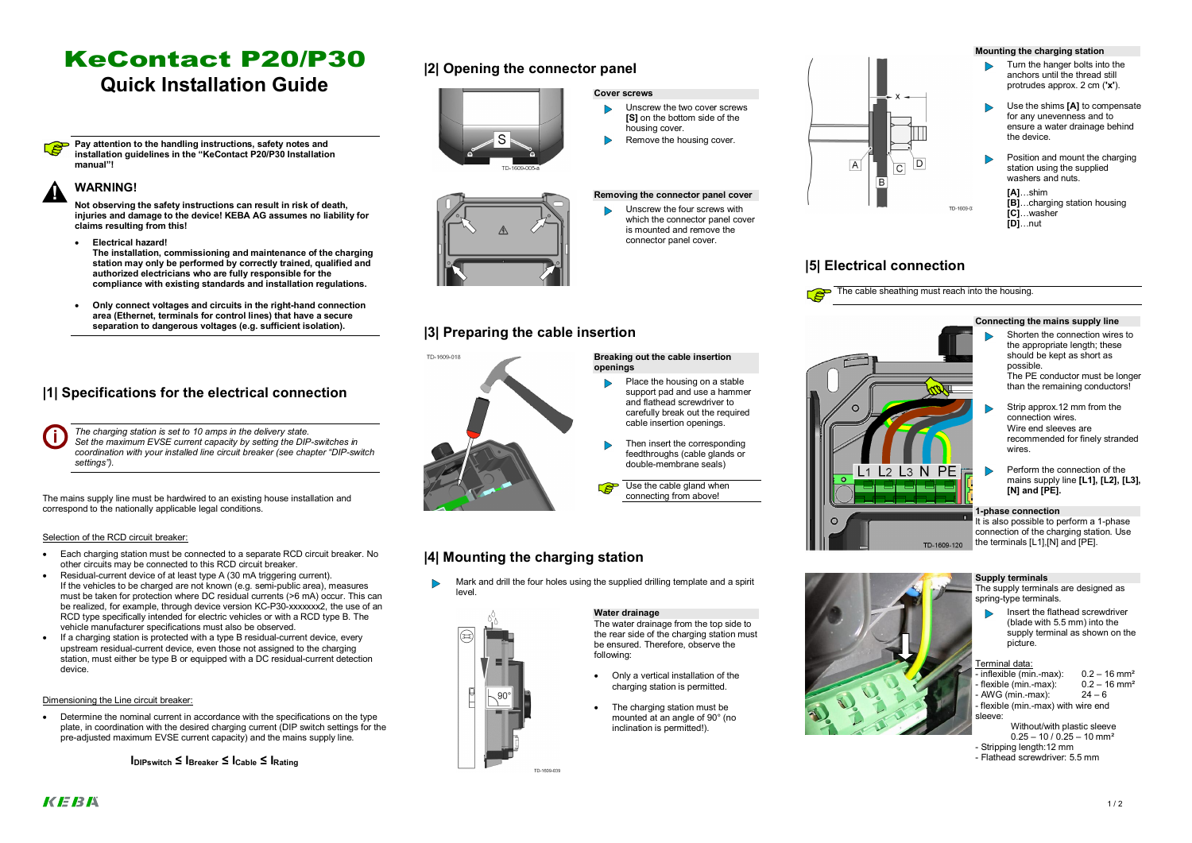# KeContact P20/P30

## Quick Installation Guide

**Pay attention to the handling instructions, safety notes and installation guidelines in the "KeContact P20/P30 Installation manual"!**

**WARNING!**

**Not observing the safety instructions can result in risk of death, injuries and damage to the device! KEBA AG assumes no liability for claims resulting from this!**

- **Electrical hazard!**
  **The installation, commissioning and maintenance of the charging station may only be performed by correctly trained, qualified and authorized electricians who are fully responsible for the compliance with existing standards and installation regulations.**
- **Only connect voltages and circuits in the right-hand connection area (Ethernet, terminals for control lines) that have a secure separation to dangerous voltages (e.g. sufficient isolation).**

## |1| Specifications for the electrical connection

*The charging station is set to 10 amps in the delivery state.*
*Set the maximum EVSE current capacity by setting the DIP-switches in coordination with your installed line circuit breaker (see chapter "DIP-switch settings").*

The mains supply line must be hardwired to an existing house installation and correspond to the nationally applicable legal conditions.

Selection of the RCD circuit breaker:

- Each charging station must be connected to a separate RCD circuit breaker. No other circuits may be connected to this RCD circuit breaker.
- Residual-current device of at least type A (30 mA triggering current).
  If the vehicles to be charged are not known (e.g. semi-public area), measures must be taken for protection where DC residual currents (>6 mA) occur. This can be realized, for example, through device version KC-P30-xxxxxxx2, the use of an RCD type specifically intended for electric vehicles or with a RCD type B. The vehicle manufacturer specifications must also be observed.
- If a charging station is protected with a type B residual-current device, every upstream residual-current device, even those not assigned to the charging station, must either be type B or equipped with a DC residual-current detection device.

Dimensioning the Line circuit breaker:

- Determine the nominal current in accordance with the specifications on the type plate, in coordination with the desired charging current (DIP switch settings for the pre-adjusted maximum EVSE current capacity) and the mains supply line.

$$I_{DIPswitch} \leq I_{Breaker} \leq I_{Cable} \leq I_{Rating}$$

## |2| Opening the connector panel

**Cover screws**

- Unscrew the two cover screws **[S]** on the bottom side of the housing cover.
- Remove the housing cover.

**Removing the connector panel cover**

- Unscrew the four screws with which the connector panel cover is mounted and remove the connector panel cover.

## |3| Preparing the cable insertion

**Breaking out the cable insertion openings**

- Place the housing on a stable support pad and use a hammer and flathead screwdriver to carefully break out the required cable insertion openings.
- Then insert the corresponding feedthroughs (cable glands or double-membrane seals)

Use the cable gland when connecting from above!

## |4| Mounting the charging station

- Mark and drill the four holes using the supplied drilling template and a spirit level.

**Water drainage**

The water drainage from the top side to the rear side of the charging station must be ensured. Therefore, observe the following:

- Only a vertical installation of the charging station is permitted.
- The charging station must be mounted at an angle of 90° (no inclination is permitted!).

**Mounting the charging station**

- Turn the hanger bolts into the anchors until the thread still protrudes approx. 2 cm ('**x**').
- Use the shims **[A]** to compensate for any unevenness and to ensure a water drainage behind the device.
- Position and mount the charging station using the supplied washers and nuts.

**[A]**…shim
**[B]**…charging station housing
**[C]**…washer
**[D]**…nut

## |5| Electrical connection

The cable sheathing must reach into the housing.

**Connecting the mains supply line**

- Shorten the connection wires to the appropriate length; these should be kept as short as possible.
  The PE conductor must be longer than the remaining conductors!
- Strip approx.12 mm from the connection wires.
  Wire end sleeves are recommended for finely stranded wires.
- Perform the connection of the mains supply line **[L1], [L2], [L3], [N] and [PE].**

**1-phase connection**

It is also possible to perform a 1-phase connection of the charging station. Use the terminals [L1],[N] and [PE].

**Supply terminals**

The supply terminals are designed as spring-type terminals.

- Insert the flathead screwdriver (blade with 5.5 mm) into the supply terminal as shown on the picture.

Terminal data:

| | |
|---|---|
| - inflexible (min.-max): | 0.2 – 16 mm² |
| - flexible (min.-max): | 0.2 – 16 mm² |
| - AWG (min.-max): | 24 – 6 |

- flexible (min.-max) with wire end sleeve:
  Without/with plastic sleeve
  0.25 – 10 / 0.25 – 10 mm²
- Stripping length:12 mm
- Flathead screwdriver: 5.5 mm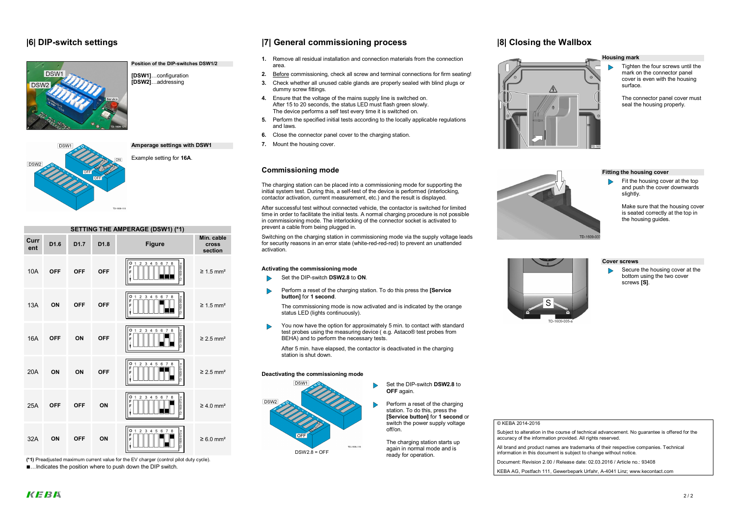## |6| DIP-switch settings

**Position of the DIP-switches DSW1/2**

**[DSW1]**…configuration
**[DSW2]**…addressing

**Amperage settings with DSW1**

Example setting for **16A**.

| SETTING THE AMPERAGE (DSW1) (*1) | | | | | |
|---|---|---|---|---|---|
| **Current** | **D1.6** | **D1.7** | **D1.8** | **Figure** | **Min. cable cross section** |
| 10A | **OFF** | **OFF** | **OFF** | | ≥ 1.5 mm² |
| 13A | **ON** | **OFF** | **OFF** | | ≥ 1.5 mm² |
| 16A | **OFF** | **ON** | **OFF** | | ≥ 2.5 mm² |
| 20A | **ON** | **ON** | **OFF** | | ≥ 2.5 mm² |
| 25A | **OFF** | **OFF** | **ON** | | ≥ 4.0 mm² |
| 32A | **ON** | **OFF** | **ON** | | ≥ 6.0 mm² |

**(*1)** Preadjusted maximum current value for the EV charger (control pilot duty cycle).

■…Indicates the position where to push down the DIP switch.

## |7| General commissioning process

1. Remove all residual installation and connection materials from the connection area.
2. Before commissioning, check all screw and terminal connections for firm seating!
3. Check whether all unused cable glands are properly sealed with blind plugs or dummy screw fittings.
4. Ensure that the voltage of the mains supply line is switched on. After 15 to 20 seconds, the status LED must flash green slowly. The device performs a self test every time it is switched on.
5. Perform the specified initial tests according to the locally applicable regulations and laws.
6. Close the connector panel cover to the charging station.
7. Mount the housing cover.

### Commissioning mode

The charging station can be placed into a commissioning mode for supporting the initial system test. During this, a self-test of the device is performed (interlocking, contactor activation, current measurement, etc.) and the result is displayed.

After successful test without connected vehicle, the contactor is switched for limited time in order to facilitate the initial tests. A normal charging procedure is not possible in commissioning mode. The interlocking of the connector socket is activated to prevent a cable from being plugged in.

Switching on the charging station in commissioning mode via the supply voltage leads for security reasons in an error state (white-red-red-red) to prevent an unattended activation.

**Activating the commissioning mode**

- Set the DIP-switch **DSW2.8** to **ON**.
- Perform a reset of the charging station. To do this press the **[Service button]** for **1 second**.

  The commissioning mode is now activated and is indicated by the orange status LED (lights continuously).
- You now have the option for approximately 5 min. to contact with standard test probes using the measuring device ( e.g. Astaco® test probes from BEHA) and to perform the necessary tests.

  After 5 min. have elapsed, the contactor is deactivated in the charging station is shut down.

**Deactivating the commissioning mode**

DSW2.8 = OFF

- Set the DIP-switch **DSW2.8** to **OFF** again.
- Perform a reset of the charging station. To do this, press the **[Service button]** for **1 second** or switch the power supply voltage off/on.

  The charging station starts up again in normal mode and is ready for operation.

## |8| Closing the Wallbox

**Housing mark**

- Tighten the four screws until the mark on the connector panel cover is even with the housing surface.

  The connector panel cover must seal the housing properly.

**Fitting the housing cover**

- Fit the housing cover at the top and push the cover downwards slightly.

  Make sure that the housing cover is seated correctly at the top in the housing guides.

**Cover screws**

- Secure the housing cover at the bottom using the two cover screws **[S]**.

© KEBA 2014-2016

Subject to alteration in the course of technical advancement. No guarantee is offered for the accuracy of the information provided. All rights reserved.

All brand and product names are trademarks of their respective companies. Technical information in this document is subject to change without notice.

Document: Revision 2.00 / Release date: 02.03.2016 / Article no.: 93408

KEBA AG, Postfach 111, Gewerbepark Urfahr, A-4041 Linz; www.kecontact.com